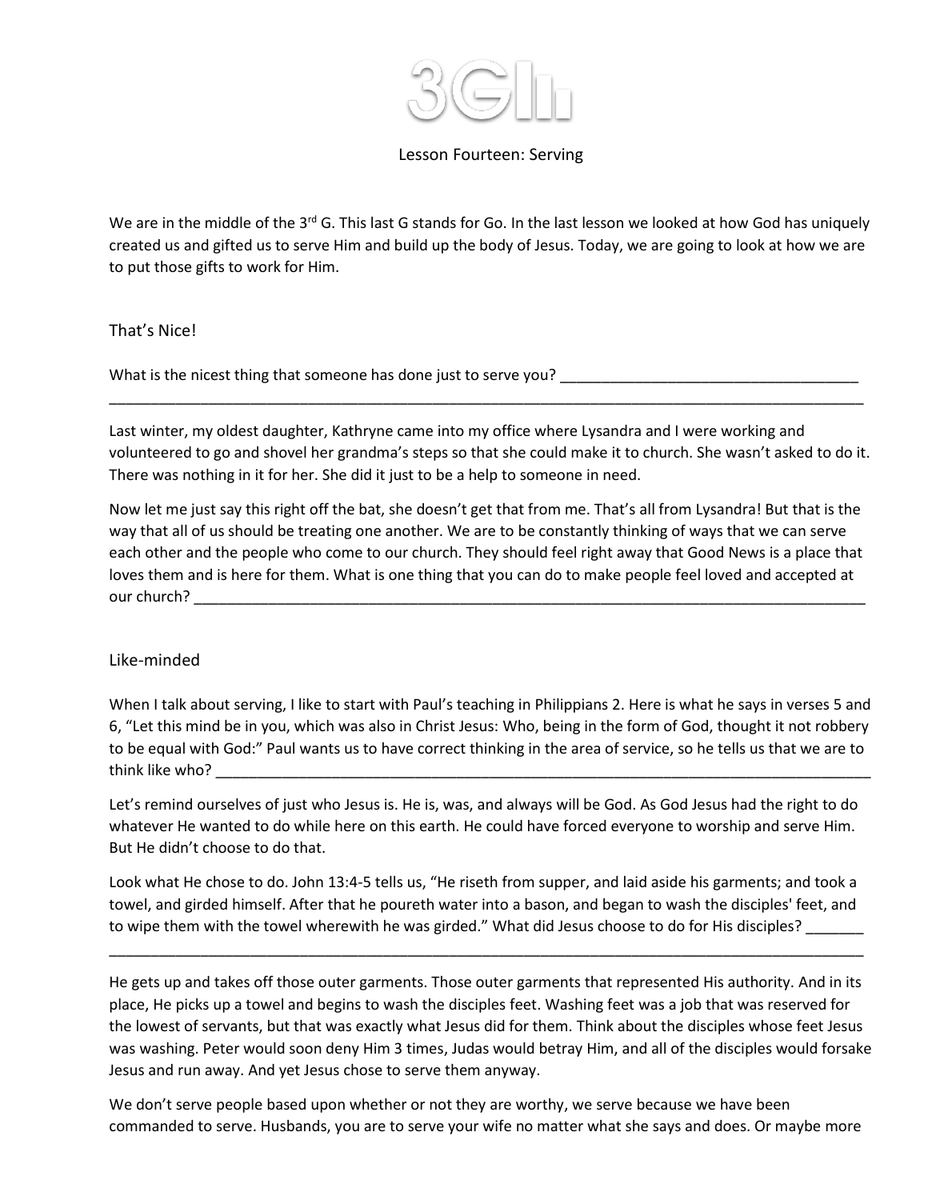# 3GII

Lesson Fourteen: Serving

We are in the middle of the 3rd G. This last G stands for Go. In the last lesson we looked at how God has uniquely created us and gifted us to serve Him and build up the body of Jesus. Today, we are going to look at how we are to put those gifts to work for Him.

## That's Nice!

What is the nicest thing that someone has done just to serve you? ____________________________________
____________________________________________________________________________________________

Last winter, my oldest daughter, Kathryne came into my office where Lysandra and I were working and volunteered to go and shovel her grandma's steps so that she could make it to church. She wasn't asked to do it. There was nothing in it for her. She did it just to be a help to someone in need.

Now let me just say this right off the bat, she doesn't get that from me. That's all from Lysandra! But that is the way that all of us should be treating one another. We are to be constantly thinking of ways that we can serve each other and the people who come to our church. They should feel right away that Good News is a place that loves them and is here for them. What is one thing that you can do to make people feel loved and accepted at our church? ____________________________________________________________________________________

## Like-minded

When I talk about serving, I like to start with Paul's teaching in Philippians 2. Here is what he says in verses 5 and 6, "Let this mind be in you, which was also in Christ Jesus: Who, being in the form of God, thought it not robbery to be equal with God:" Paul wants us to have correct thinking in the area of service, so he tells us that we are to think like who? ____________________________________________________________________________________

Let's remind ourselves of just who Jesus is. He is, was, and always will be God. As God Jesus had the right to do whatever He wanted to do while here on this earth. He could have forced everyone to worship and serve Him. But He didn't choose to do that.

Look what He chose to do. John 13:4-5 tells us, "He riseth from supper, and laid aside his garments; and took a towel, and girded himself. After that he poureth water into a bason, and began to wash the disciples' feet, and to wipe them with the towel wherewith he was girded." What did Jesus choose to do for His disciples? _______
____________________________________________________________________________________________

He gets up and takes off those outer garments. Those outer garments that represented His authority. And in its place, He picks up a towel and begins to wash the disciples feet. Washing feet was a job that was reserved for the lowest of servants, but that was exactly what Jesus did for them. Think about the disciples whose feet Jesus was washing. Peter would soon deny Him 3 times, Judas would betray Him, and all of the disciples would forsake Jesus and run away. And yet Jesus chose to serve them anyway.

We don't serve people based upon whether or not they are worthy, we serve because we have been commanded to serve. Husbands, you are to serve your wife no matter what she says and does. Or maybe more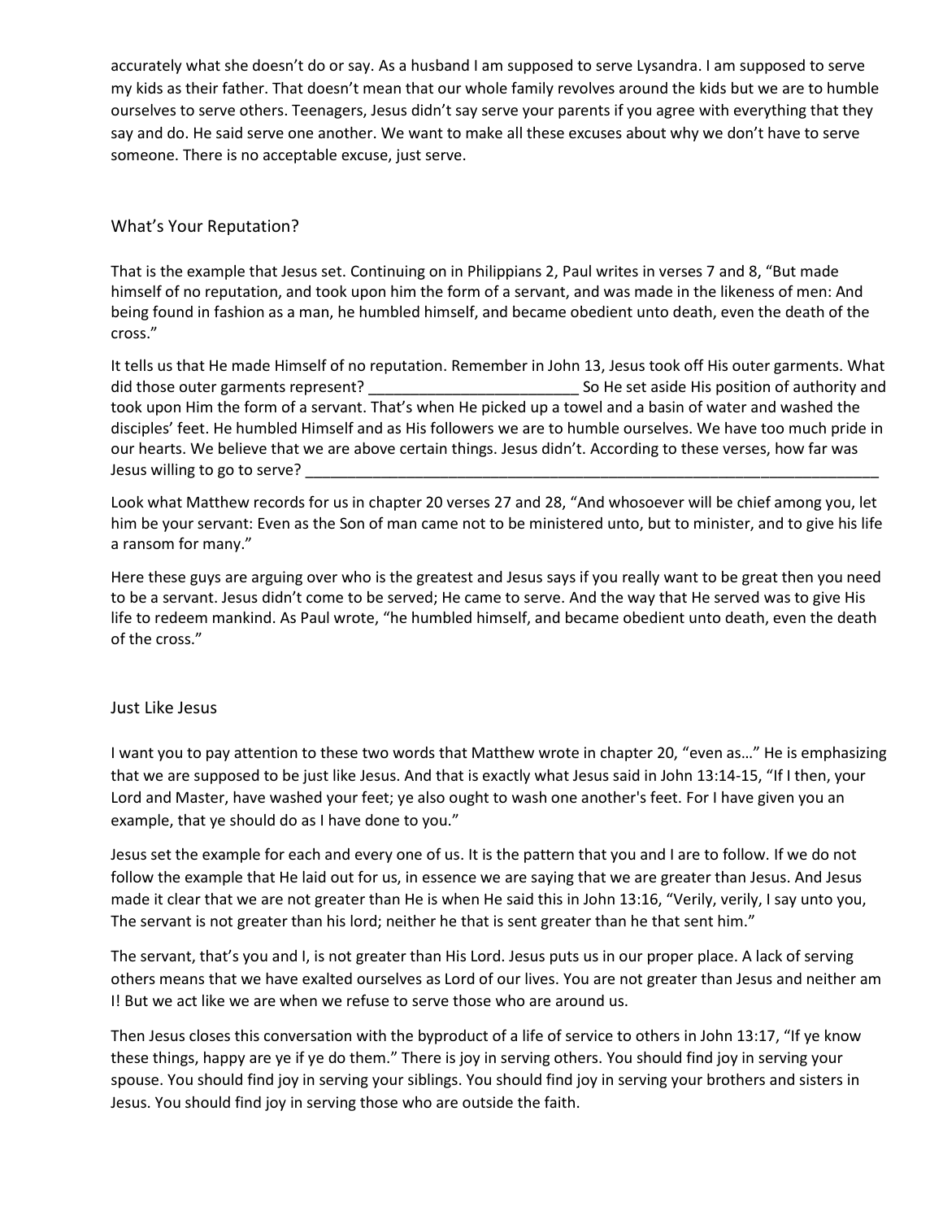accurately what she doesn't do or say. As a husband I am supposed to serve Lysandra. I am supposed to serve my kids as their father. That doesn't mean that our whole family revolves around the kids but we are to humble ourselves to serve others. Teenagers, Jesus didn't say serve your parents if you agree with everything that they say and do. He said serve one another. We want to make all these excuses about why we don't have to serve someone. There is no acceptable excuse, just serve.

## What's Your Reputation?

That is the example that Jesus set. Continuing on in Philippians 2, Paul writes in verses 7 and 8, "But made himself of no reputation, and took upon him the form of a servant, and was made in the likeness of men: And being found in fashion as a man, he humbled himself, and became obedient unto death, even the death of the cross."

It tells us that He made Himself of no reputation. Remember in John 13, Jesus took off His outer garments. What did those outer garments represent? _________________________ So He set aside His position of authority and took upon Him the form of a servant. That's when He picked up a towel and a basin of water and washed the disciples' feet. He humbled Himself and as His followers we are to humble ourselves. We have too much pride in our hearts. We believe that we are above certain things. Jesus didn't. According to these verses, how far was Jesus willing to go to serve? ________________________________________________________________________

Look what Matthew records for us in chapter 20 verses 27 and 28, "And whosoever will be chief among you, let him be your servant: Even as the Son of man came not to be ministered unto, but to minister, and to give his life a ransom for many."

Here these guys are arguing over who is the greatest and Jesus says if you really want to be great then you need to be a servant. Jesus didn't come to be served; He came to serve. And the way that He served was to give His life to redeem mankind. As Paul wrote, "he humbled himself, and became obedient unto death, even the death of the cross."

## Just Like Jesus

I want you to pay attention to these two words that Matthew wrote in chapter 20, "even as…" He is emphasizing that we are supposed to be just like Jesus. And that is exactly what Jesus said in John 13:14-15, "If I then, your Lord and Master, have washed your feet; ye also ought to wash one another's feet. For I have given you an example, that ye should do as I have done to you."

Jesus set the example for each and every one of us. It is the pattern that you and I are to follow. If we do not follow the example that He laid out for us, in essence we are saying that we are greater than Jesus. And Jesus made it clear that we are not greater than He is when He said this in John 13:16, "Verily, verily, I say unto you, The servant is not greater than his lord; neither he that is sent greater than he that sent him."

The servant, that's you and I, is not greater than His Lord. Jesus puts us in our proper place. A lack of serving others means that we have exalted ourselves as Lord of our lives. You are not greater than Jesus and neither am I! But we act like we are when we refuse to serve those who are around us.

Then Jesus closes this conversation with the byproduct of a life of service to others in John 13:17, "If ye know these things, happy are ye if ye do them." There is joy in serving others. You should find joy in serving your spouse. You should find joy in serving your siblings. You should find joy in serving your brothers and sisters in Jesus. You should find joy in serving those who are outside the faith.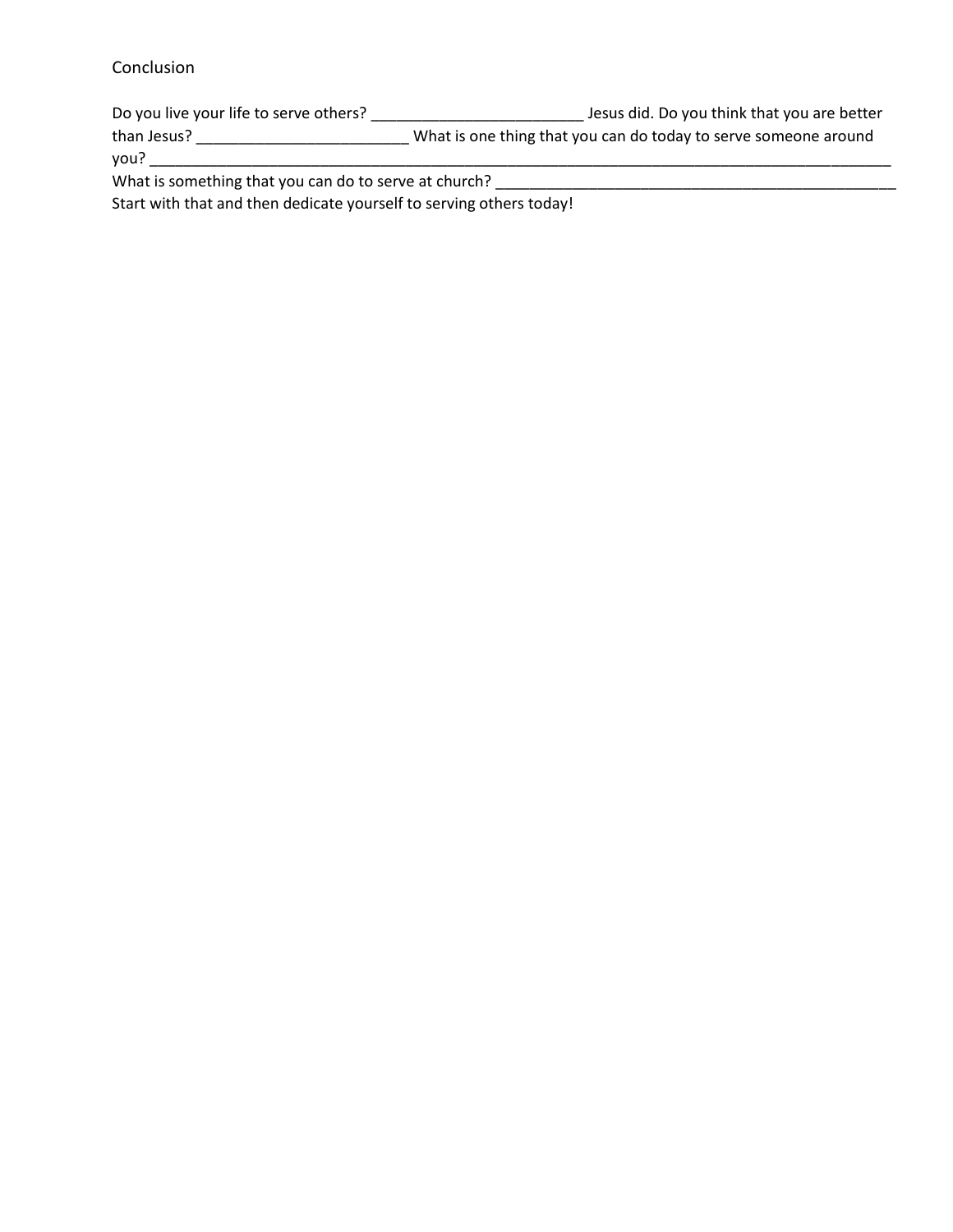Conclusion

Do you live your life to serve others? _________________________ Jesus did. Do you think that you are better than Jesus? _________________________ What is one thing that you can do today to serve someone around you? ________________________________________________________________________________________

What is something that you can do to serve at church? _______________________________________________

Start with that and then dedicate yourself to serving others today!